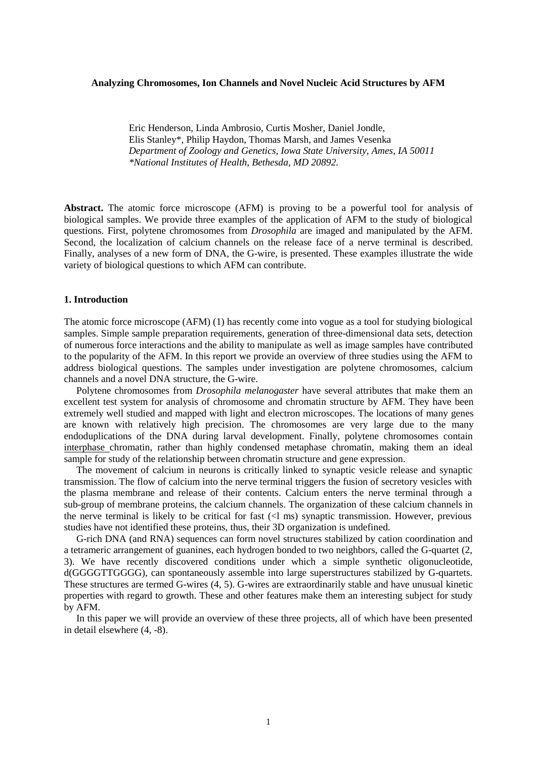# Analyzing Chromosomes, Ion Channels and Novel Nucleic Acid Structures by AFM

Eric Henderson, Linda Ambrosio, Curtis Mosher, Daniel Jondle,
Elis Stanley*, Philip Haydon, Thomas Marsh, and James Vesenka
*Department of Zoology and Genetics, Iowa State University, Ames, IA 50011*
*\*National Institutes of Health, Bethesda, MD 20892.*

**Abstract.** The atomic force microscope (AFM) is proving to be a powerful tool for analysis of biological samples. We provide three examples of the application of AFM to the study of biological questions. First, polytene chromosomes from *Drosophila* are imaged and manipulated by the AFM. Second, the localization of calcium channels on the release face of a nerve terminal is described. Finally, analyses of a new form of DNA, the G-wire, is presented. These examples illustrate the wide variety of biological questions to which AFM can contribute.

## 1. Introduction

The atomic force microscope (AFM) (1) has recently come into vogue as a tool for studying biological samples. Simple sample preparation requirements, generation of three-dimensional data sets, detection of numerous force interactions and the ability to manipulate as well as image samples have contributed to the popularity of the AFM. In this report we provide an overview of three studies using the AFM to address biological questions. The samples under investigation are polytene chromosomes, calcium channels and a novel DNA structure, the G-wire.

Polytene chromosomes from *Drosophila melanogaster* have several attributes that make them an excellent test system for analysis of chromosome and chromatin structure by AFM. They have been extremely well studied and mapped with light and electron microscopes. The locations of many genes are known with relatively high precision. The chromosomes are very large due to the many endoduplications of the DNA during larval development. Finally, polytene chromosomes contain interphase chromatin, rather than highly condensed metaphase chromatin, making them an ideal sample for study of the relationship between chromatin structure and gene expression.

The movement of calcium in neurons is critically linked to synaptic vesicle release and synaptic transmission. The flow of calcium into the nerve terminal triggers the fusion of secretory vesicles with the plasma membrane and release of their contents. Calcium enters the nerve terminal through a sub-group of membrane proteins, the calcium channels. The organization of these calcium channels in the nerve terminal is likely to be critical for fast (<l ms) synaptic transmission. However, previous studies have not identified these proteins, thus, their 3D organization is undefined.

G-rich DNA (and RNA) sequences can form novel structures stabilized by cation coordination and a tetrameric arrangement of guanines, each hydrogen bonded to two neighbors, called the G-quartet (2, 3). We have recently discovered conditions under which a simple synthetic oligonucleotide, d(GGGGTTGGGG), can spontaneously assemble into large superstructures stabilized by G-quartets. These structures are termed G-wires (4, 5). G-wires are extraordinarily stable and have unusual kinetic properties with regard to growth. These and other features make them an interesting subject for study by AFM.

In this paper we will provide an overview of these three projects, all of which have been presented in detail elsewhere (4, -8).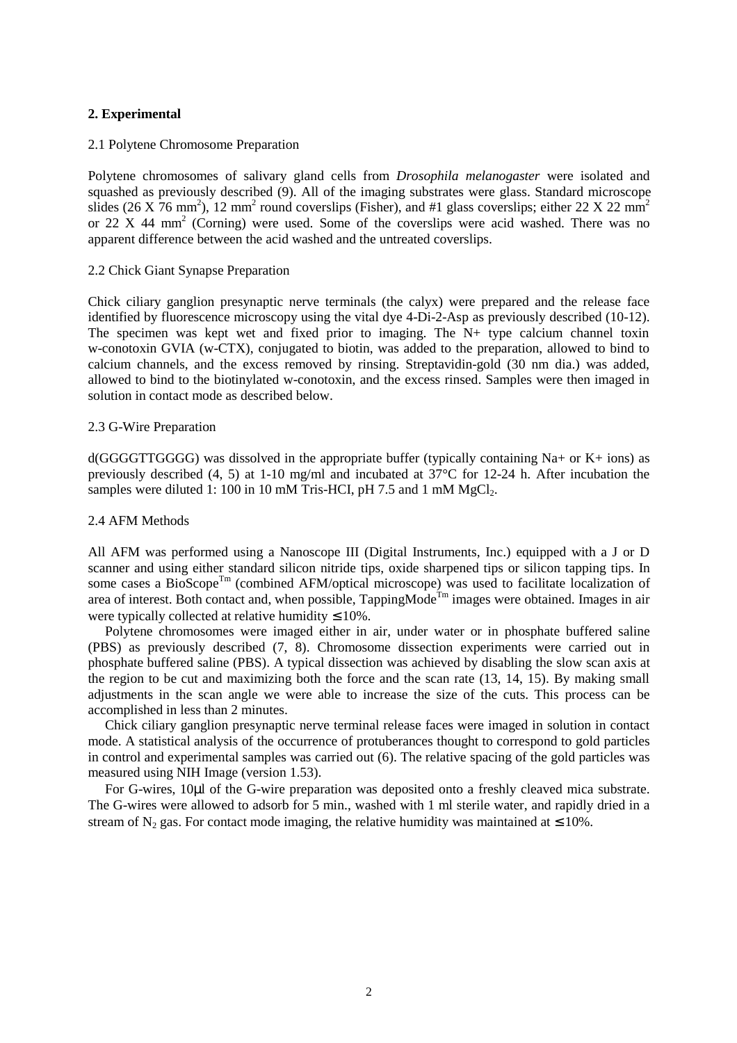## 2. Experimental

### 2.1 Polytene Chromosome Preparation

Polytene chromosomes of salivary gland cells from *Drosophila melanogaster* were isolated and squashed as previously described (9). All of the imaging substrates were glass. Standard microscope slides (26 X 76 $mm^2$), 12 $mm^2$ round coverslips (Fisher), and #1 glass coverslips; either 22 X 22 $mm^2$ or 22 X 44 $mm^2$ (Corning) were used. Some of the coverslips were acid washed. There was no apparent difference between the acid washed and the untreated coverslips.

### 2.2 Chick Giant Synapse Preparation

Chick ciliary ganglion presynaptic nerve terminals (the calyx) were prepared and the release face identified by fluorescence microscopy using the vital dye 4-Di-2-Asp as previously described (10-12). The specimen was kept wet and fixed prior to imaging. The N+ type calcium channel toxin w-conotoxin GVIA (w-CTX), conjugated to biotin, was added to the preparation, allowed to bind to calcium channels, and the excess removed by rinsing. Streptavidin-gold (30 nm dia.) was added, allowed to bind to the biotinylated w-conotoxin, and the excess rinsed. Samples were then imaged in solution in contact mode as described below.

### 2.3 G-Wire Preparation

d(GGGGTTGGGG) was dissolved in the appropriate buffer (typically containing Na+ or K+ ions) as previously described (4, 5) at 1-10 mg/ml and incubated at 37°C for 12-24 h. After incubation the samples were diluted 1: 100 in 10 mM Tris-HCI, pH 7.5 and 1 mM $MgCl_2$.

### 2.4 AFM Methods

All AFM was performed using a Nanoscope III (Digital Instruments, Inc.) equipped with a J or D scanner and using either standard silicon nitride tips, oxide sharpened tips or silicon tapping tips. In some cases a BioScope[Tm] (combined AFM/optical microscope) was used to facilitate localization of area of interest. Both contact and, when possible, TappingMode[Tm] images were obtained. Images in air were typically collected at relative humidity ≤ 10%.

Polytene chromosomes were imaged either in air, under water or in phosphate buffered saline (PBS) as previously described (7, 8). Chromosome dissection experiments were carried out in phosphate buffered saline (PBS). A typical dissection was achieved by disabling the slow scan axis at the region to be cut and maximizing both the force and the scan rate (13, 14, 15). By making small adjustments in the scan angle we were able to increase the size of the cuts. This process can be accomplished in less than 2 minutes.

Chick ciliary ganglion presynaptic nerve terminal release faces were imaged in solution in contact mode. A statistical analysis of the occurrence of protuberances thought to correspond to gold particles in control and experimental samples was carried out (6). The relative spacing of the gold particles was measured using NIH Image (version 1.53).

For G-wires, 10μl of the G-wire preparation was deposited onto a freshly cleaved mica substrate. The G-wires were allowed to adsorb for 5 min., washed with 1 ml sterile water, and rapidly dried in a stream of $N_2$ gas. For contact mode imaging, the relative humidity was maintained at ≤ 10%.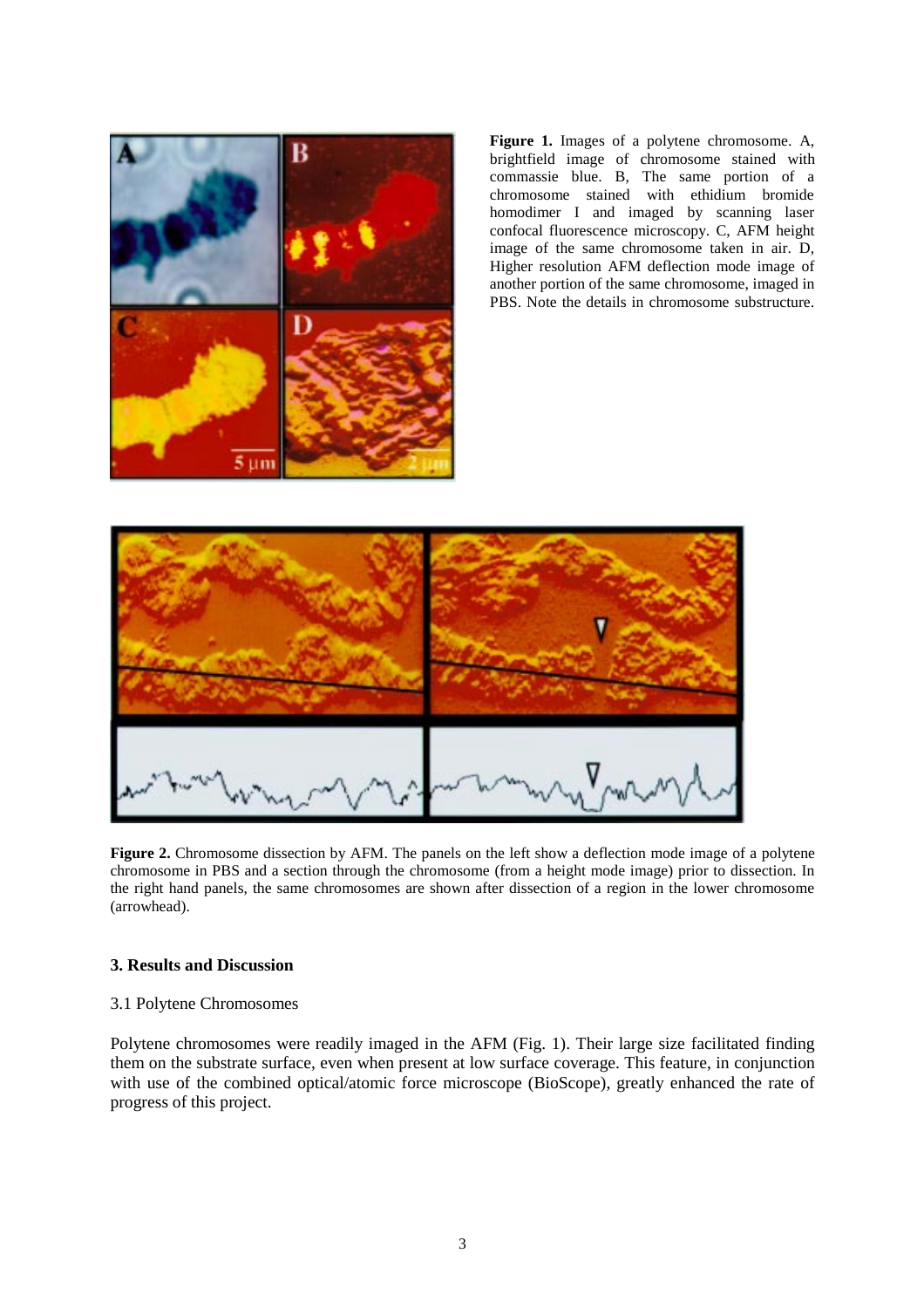**Figure 1.** Images of a polytene chromosome. A, brightfield image of chromosome stained with commassie blue. B, The same portion of a chromosome stained with ethidium bromide homodimer I and imaged by scanning laser confocal fluorescence microscopy. C, AFM height image of the same chromosome taken in air. D, Higher resolution AFM deflection mode image of another portion of the same chromosome, imaged in PBS. Note the details in chromosome substructure.

**Figure 2.** Chromosome dissection by AFM. The panels on the left show a deflection mode image of a polytene chromosome in PBS and a section through the chromosome (from a height mode image) prior to dissection. In the right hand panels, the same chromosomes are shown after dissection of a region in the lower chromosome (arrowhead).

### 3. Results and Discussion

3.1 Polytene Chromosomes

Polytene chromosomes were readily imaged in the AFM (Fig. 1). Their large size facilitated finding them on the substrate surface, even when present at low surface coverage. This feature, in conjunction with use of the combined optical/atomic force microscope (BioScope), greatly enhanced the rate of progress of this project.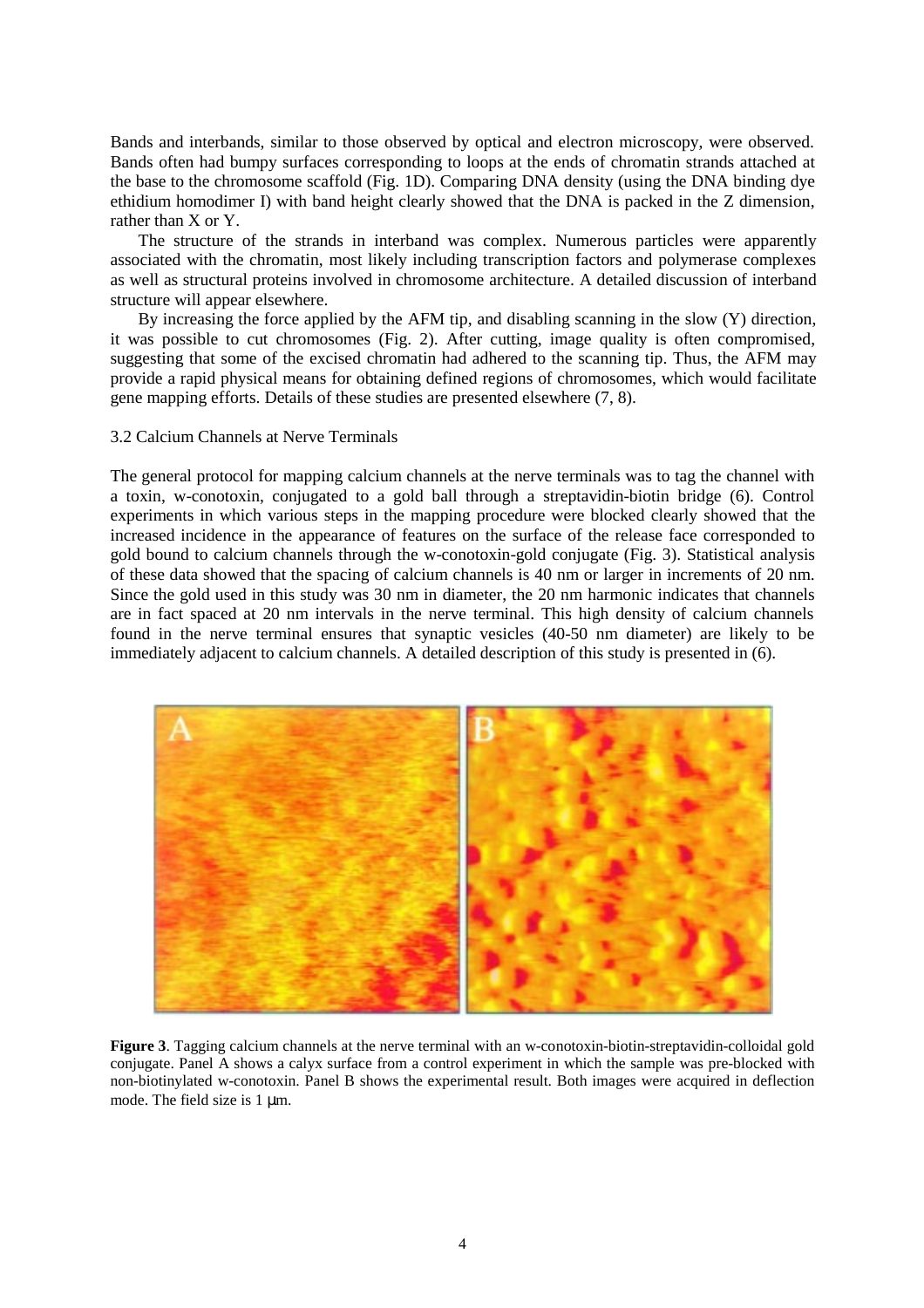Bands and interbands, similar to those observed by optical and electron microscopy, were observed. Bands often had bumpy surfaces corresponding to loops at the ends of chromatin strands attached at the base to the chromosome scaffold (Fig. 1D). Comparing DNA density (using the DNA binding dye ethidium homodimer I) with band height clearly showed that the DNA is packed in the Z dimension, rather than X or Y.

The structure of the strands in interband was complex. Numerous particles were apparently associated with the chromatin, most likely including transcription factors and polymerase complexes as well as structural proteins involved in chromosome architecture. A detailed discussion of interband structure will appear elsewhere.

By increasing the force applied by the AFM tip, and disabling scanning in the slow (Y) direction, it was possible to cut chromosomes (Fig. 2). After cutting, image quality is often compromised, suggesting that some of the excised chromatin had adhered to the scanning tip. Thus, the AFM may provide a rapid physical means for obtaining defined regions of chromosomes, which would facilitate gene mapping efforts. Details of these studies are presented elsewhere (7, 8).

### 3.2 Calcium Channels at Nerve Terminals

The general protocol for mapping calcium channels at the nerve terminals was to tag the channel with a toxin, w-conotoxin, conjugated to a gold ball through a streptavidin-biotin bridge (6). Control experiments in which various steps in the mapping procedure were blocked clearly showed that the increased incidence in the appearance of features on the surface of the release face corresponded to gold bound to calcium channels through the w-conotoxin-gold conjugate (Fig. 3). Statistical analysis of these data showed that the spacing of calcium channels is 40 nm or larger in increments of 20 nm. Since the gold used in this study was 30 nm in diameter, the 20 nm harmonic indicates that channels are in fact spaced at 20 nm intervals in the nerve terminal. This high density of calcium channels found in the nerve terminal ensures that synaptic vesicles (40-50 nm diameter) are likely to be immediately adjacent to calcium channels. A detailed description of this study is presented in (6).

**Figure 3**. Tagging calcium channels at the nerve terminal with an w-conotoxin-biotin-streptavidin-colloidal gold conjugate. Panel A shows a calyx surface from a control experiment in which the sample was pre-blocked with non-biotinylated w-conotoxin. Panel B shows the experimental result. Both images were acquired in deflection mode. The field size is 1 μm.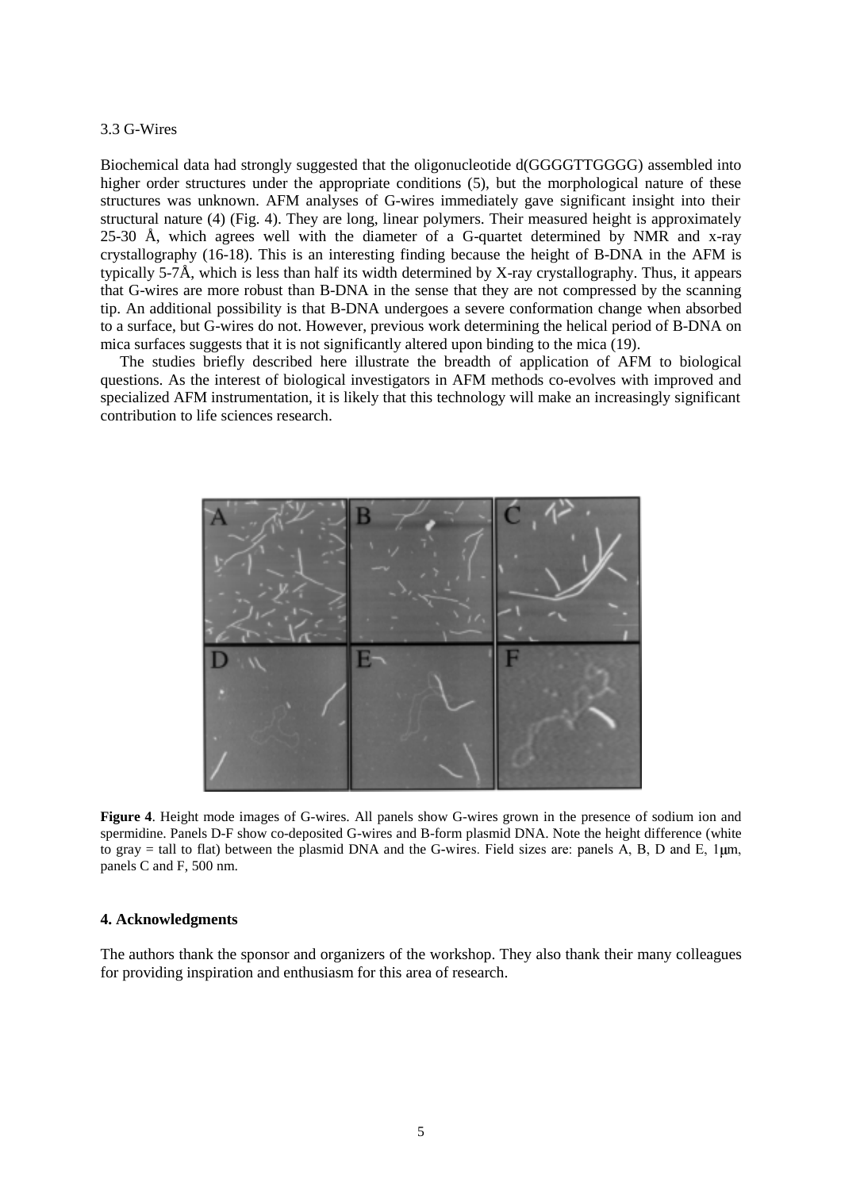3.3 G-Wires

Biochemical data had strongly suggested that the oligonucleotide d(GGGGTTGGGG) assembled into higher order structures under the appropriate conditions (5), but the morphological nature of these structures was unknown. AFM analyses of G-wires immediately gave significant insight into their structural nature (4) (Fig. 4). They are long, linear polymers. Their measured height is approximately 25-30 Å, which agrees well with the diameter of a G-quartet determined by NMR and x-ray crystallography (16-18). This is an interesting finding because the height of B-DNA in the AFM is typically 5-7Å, which is less than half its width determined by X-ray crystallography. Thus, it appears that G-wires are more robust than B-DNA in the sense that they are not compressed by the scanning tip. An additional possibility is that B-DNA undergoes a severe conformation change when absorbed to a surface, but G-wires do not. However, previous work determining the helical period of B-DNA on mica surfaces suggests that it is not significantly altered upon binding to the mica (19).

The studies briefly described here illustrate the breadth of application of AFM to biological questions. As the interest of biological investigators in AFM methods co-evolves with improved and specialized AFM instrumentation, it is likely that this technology will make an increasingly significant contribution to life sciences research.

**Figure 4**. Height mode images of G-wires. All panels show G-wires grown in the presence of sodium ion and spermidine. Panels D-F show co-deposited G-wires and B-form plasmid DNA. Note the height difference (white to gray = tall to flat) between the plasmid DNA and the G-wires. Field sizes are: panels A, B, D and E, 1μm, panels C and F, 500 nm.

## 4. Acknowledgments

The authors thank the sponsor and organizers of the workshop. They also thank their many colleagues for providing inspiration and enthusiasm for this area of research.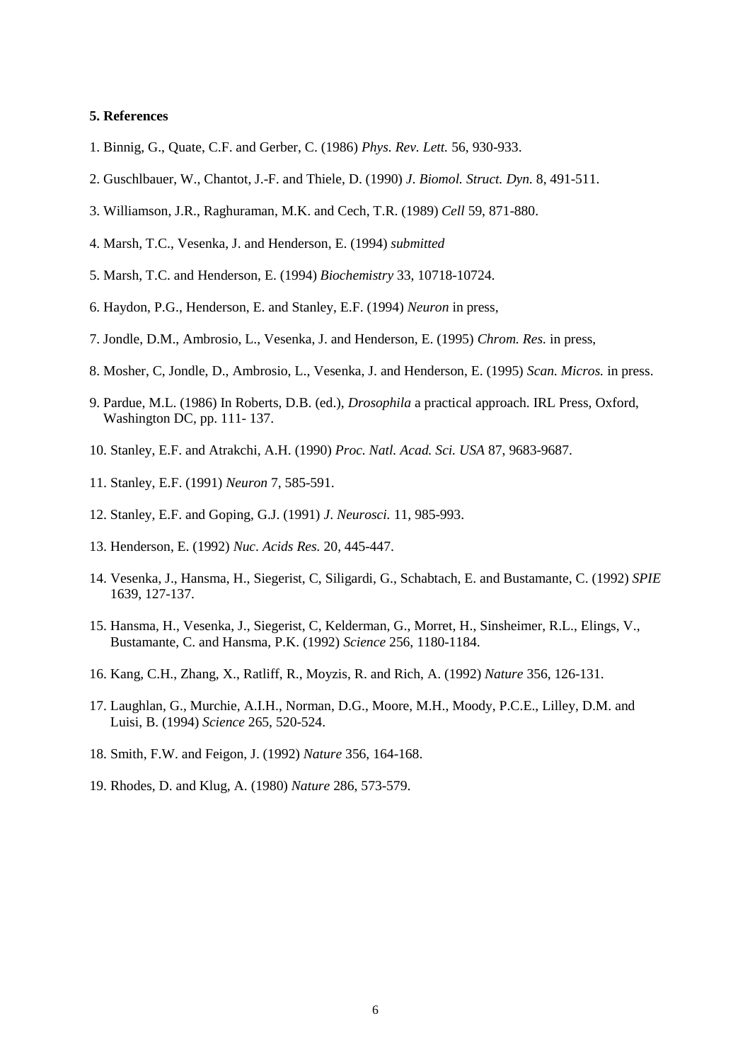**5. References**

1. Binnig, G., Quate, C.F. and Gerber, C. (1986) *Phys. Rev. Lett.* 56, 930-933.

2. Guschlbauer, W., Chantot, J.-F. and Thiele, D. (1990) *J. Biomol. Struct. Dyn.* 8, 491-511.

3. Williamson, J.R., Raghuraman, M.K. and Cech, T.R. (1989) *Cell* 59, 871-880.

4. Marsh, T.C., Vesenka, J. and Henderson, E. (1994) *submitted*

5. Marsh, T.C. and Henderson, E. (1994) *Biochemistry* 33, 10718-10724.

6. Haydon, P.G., Henderson, E. and Stanley, E.F. (1994) *Neuron* in press,

7. Jondle, D.M., Ambrosio, L., Vesenka, J. and Henderson, E. (1995) *Chrom. Res.* in press,

8. Mosher, C, Jondle, D., Ambrosio, L., Vesenka, J. and Henderson, E. (1995) *Scan. Micros.* in press.

9. Pardue, M.L. (1986) In Roberts, D.B. (ed.), *Drosophila* a practical approach. IRL Press, Oxford, Washington DC, pp. 111- 137.

10. Stanley, E.F. and Atrakchi, A.H. (1990) *Proc. Natl. Acad. Sci. USA* 87, 9683-9687.

11. Stanley, E.F. (1991) *Neuron* 7, 585-591.

12. Stanley, E.F. and Goping, G.J. (1991) *J. Neurosci.* 11, 985-993.

13. Henderson, E. (1992) *Nuc. Acids Res.* 20, 445-447.

14. Vesenka, J., Hansma, H., Siegerist, C, Siligardi, G., Schabtach, E. and Bustamante, C. (1992) *SPIE* 1639, 127-137.

15. Hansma, H., Vesenka, J., Siegerist, C, Kelderman, G., Morret, H., Sinsheimer, R.L., Elings, V., Bustamante, C. and Hansma, P.K. (1992) *Science* 256, 1180-1184.

16. Kang, C.H., Zhang, X., Ratliff, R., Moyzis, R. and Rich, A. (1992) *Nature* 356, 126-131.

17. Laughlan, G., Murchie, A.I.H., Norman, D.G., Moore, M.H., Moody, P.C.E., Lilley, D.M. and Luisi, B. (1994) *Science* 265, 520-524.

18. Smith, F.W. and Feigon, J. (1992) *Nature* 356, 164-168.

19. Rhodes, D. and Klug, A. (1980) *Nature* 286, 573-579.